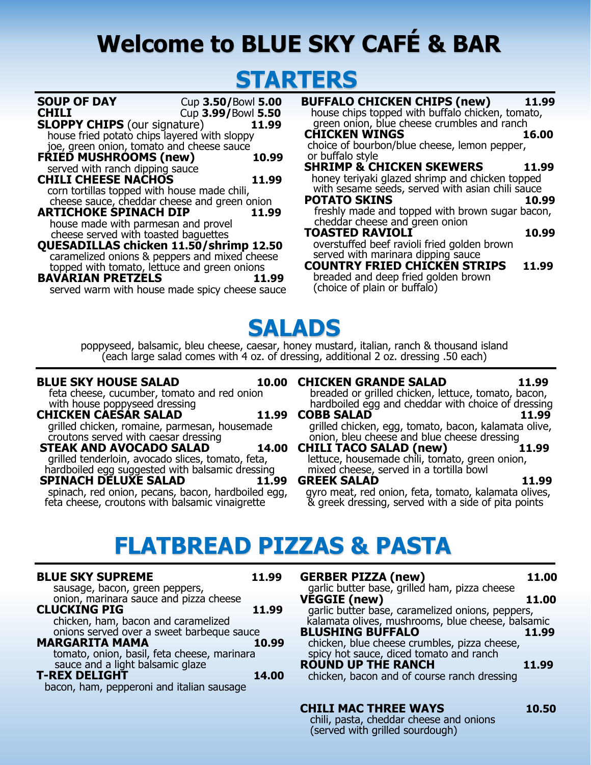# Welcome to BLUE SKY CAFÉ & BAR

## STARTERS

**SOUP OF DAY** Cup **3.50**/Bowl **5.00**

**CHILI** Cup **3.99**/Bowl **5.50**

**SLOPPY CHIPS** (our signature) **11.99**
house fried potato chips layered with sloppy joe, green onion, tomato and cheese sauce

**FRIED MUSHROOMS (new)** **10.99**
served with ranch dipping sauce

**CHILI CHEESE NACHOS** **11.99**
corn tortillas topped with house made chili, cheese sauce, cheddar cheese and green onion

**ARTICHOKE SPINACH DIP** **11.99**
house made with parmesan and provel cheese served with toasted baguettes

**QUESADILLAS chicken 11.50/shrimp 12.50**
caramelized onions & peppers and mixed cheese topped with tomato, lettuce and green onions

**BAVARIAN PRETZELS** **11.99**
served warm with house made spicy cheese sauce

**BUFFALO CHICKEN CHIPS (new)** **11.99**
house chips topped with buffalo chicken, tomato, green onion, blue cheese crumbles and ranch

**CHICKEN WINGS** **16.00**
choice of bourbon/blue cheese, lemon pepper, or buffalo style

**SHRIMP & CHICKEN SKEWERS** **11.99**
honey teriyaki glazed shrimp and chicken topped with sesame seeds, served with asian chili sauce

**POTATO SKINS** **10.99**
freshly made and topped with brown sugar bacon, cheddar cheese and green onion

**TOASTED RAVIOLI** **10.99**
overstuffed beef ravioli fried golden brown served with marinara dipping sauce

**COUNTRY FRIED CHICKEN STRIPS** **11.99**
breaded and deep fried golden brown (choice of plain or buffalo)

## SALADS

poppyseed, balsamic, bleu cheese, caesar, honey mustard, italian, ranch & thousand island
(each large salad comes with 4 oz. of dressing, additional 2 oz. dressing .50 each)

**BLUE SKY HOUSE SALAD** **10.00**
feta cheese, cucumber, tomato and red onion with house poppyseed dressing

**CHICKEN CAESAR SALAD** **11.99**
grilled chicken, romaine, parmesan, housemade croutons served with caesar dressing

**STEAK AND AVOCADO SALAD** **14.00**
grilled tenderloin, avocado slices, tomato, feta, hardboiled egg suggested with balsamic dressing

**SPINACH DELUXE SALAD** **11.99**
spinach, red onion, pecans, bacon, hardboiled egg, feta cheese, croutons with balsamic vinaigrette

**CHICKEN GRANDE SALAD** **11.99**
breaded or grilled chicken, lettuce, tomato, bacon, hardboiled egg and cheddar with choice of dressing

**COBB SALAD** **11.99**
grilled chicken, egg, tomato, bacon, kalamata olive, onion, bleu cheese and blue cheese dressing

**CHILI TACO SALAD (new)** **11.99**
lettuce, housemade chili, tomato, green onion, mixed cheese, served in a tortilla bowl

**GREEK SALAD** **11.99**
gyro meat, red onion, feta, tomato, kalamata olives, & greek dressing, served with a side of pita points

## FLATBREAD PIZZAS & PASTA

**BLUE SKY SUPREME** **11.99**
sausage, bacon, green peppers, onion, marinara sauce and pizza cheese

**CLUCKING PIG** **11.99**
chicken, ham, bacon and caramelized onions served over a sweet barbeque sauce

**MARGARITA MAMA** **10.99**
tomato, onion, basil, feta cheese, marinara sauce and a light balsamic glaze

**T-REX DELIGHT** **14.00**
bacon, ham, pepperoni and italian sausage

**GERBER PIZZA (new)** **11.00**
garlic butter base, grilled ham, pizza cheese

**VEGGIE (new)** **11.00**
garlic butter base, caramelized onions, peppers, kalamata olives, mushrooms, blue cheese, balsamic

**BLUSHING BUFFALO** **11.99**
chicken, blue cheese crumbles, pizza cheese, spicy hot sauce, diced tomato and ranch

**ROUND UP THE RANCH** **11.99**
chicken, bacon and of course ranch dressing

**CHILI MAC THREE WAYS** **10.50**
chili, pasta, cheddar cheese and onions (served with grilled sourdough)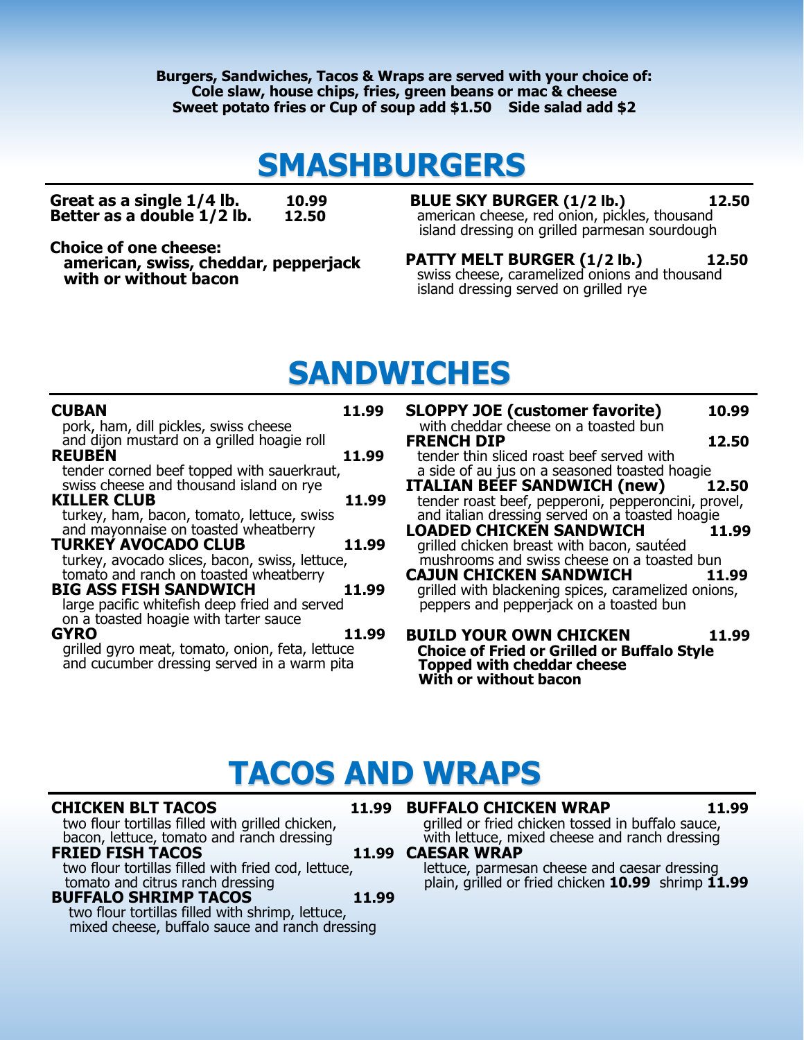**Burgers, Sandwiches, Tacos & Wraps are served with your choice of:**
**Cole slaw, house chips, fries, green beans or mac & cheese**
**Sweet potato fries or Cup of soup add $1.50 Side salad add $2**

# SMASHBURGERS

**Great as a single 1/4 lb. 10.99**
**Better as a double 1/2 lb. 12.50**

**Choice of one cheese:**
**american, swiss, cheddar, pepperjack**
**with or without bacon**

**BLUE SKY BURGER (1/2 lb.) 12.50**
american cheese, red onion, pickles, thousand island dressing on grilled parmesan sourdough

**PATTY MELT BURGER (1/2 lb.) 12.50**
swiss cheese, caramelized onions and thousand island dressing served on grilled rye

# SANDWICHES

**CUBAN 11.99**
pork, ham, dill pickles, swiss cheese and dijon mustard on a grilled hoagie roll

**REUBEN 11.99**
tender corned beef topped with sauerkraut, swiss cheese and thousand island on rye

**KILLER CLUB 11.99**
turkey, ham, bacon, tomato, lettuce, swiss and mayonnaise on toasted wheatberry

**TURKEY AVOCADO CLUB 11.99**
turkey, avocado slices, bacon, swiss, lettuce, tomato and ranch on toasted wheatberry

**BIG ASS FISH SANDWICH 11.99**
large pacific whitefish deep fried and served on a toasted hoagie with tarter sauce

**GYRO 11.99**
grilled gyro meat, tomato, onion, feta, lettuce and cucumber dressing served in a warm pita

**SLOPPY JOE (customer favorite) 10.99**
with cheddar cheese on a toasted bun

**FRENCH DIP 12.50**
tender thin sliced roast beef served with a side of au jus on a seasoned toasted hoagie

**ITALIAN BEEF SANDWICH (new) 12.50**
tender roast beef, pepperoni, pepperoncini, provel, and italian dressing served on a toasted hoagie

**LOADED CHICKEN SANDWICH 11.99**
grilled chicken breast with bacon, sautéed mushrooms and swiss cheese on a toasted bun

**CAJUN CHICKEN SANDWICH 11.99**
grilled with blackening spices, caramelized onions, peppers and pepperjack on a toasted bun

**BUILD YOUR OWN CHICKEN 11.99**
**Choice of Fried or Grilled or Buffalo Style**
**Topped with cheddar cheese**
**With or without bacon**

# TACOS AND WRAPS

**CHICKEN BLT TACOS 11.99**
two flour tortillas filled with grilled chicken, bacon, lettuce, tomato and ranch dressing

**FRIED FISH TACOS 11.99**
two flour tortillas filled with fried cod, lettuce, tomato and citrus ranch dressing

**BUFFALO SHRIMP TACOS 11.99**
two flour tortillas filled with shrimp, lettuce, mixed cheese, buffalo sauce and ranch dressing

**BUFFALO CHICKEN WRAP 11.99**
grilled or fried chicken tossed in buffalo sauce, with lettuce, mixed cheese and ranch dressing

**CAESAR WRAP**
lettuce, parmesan cheese and caesar dressing
plain, grilled or fried chicken **10.99** shrimp **11.99**